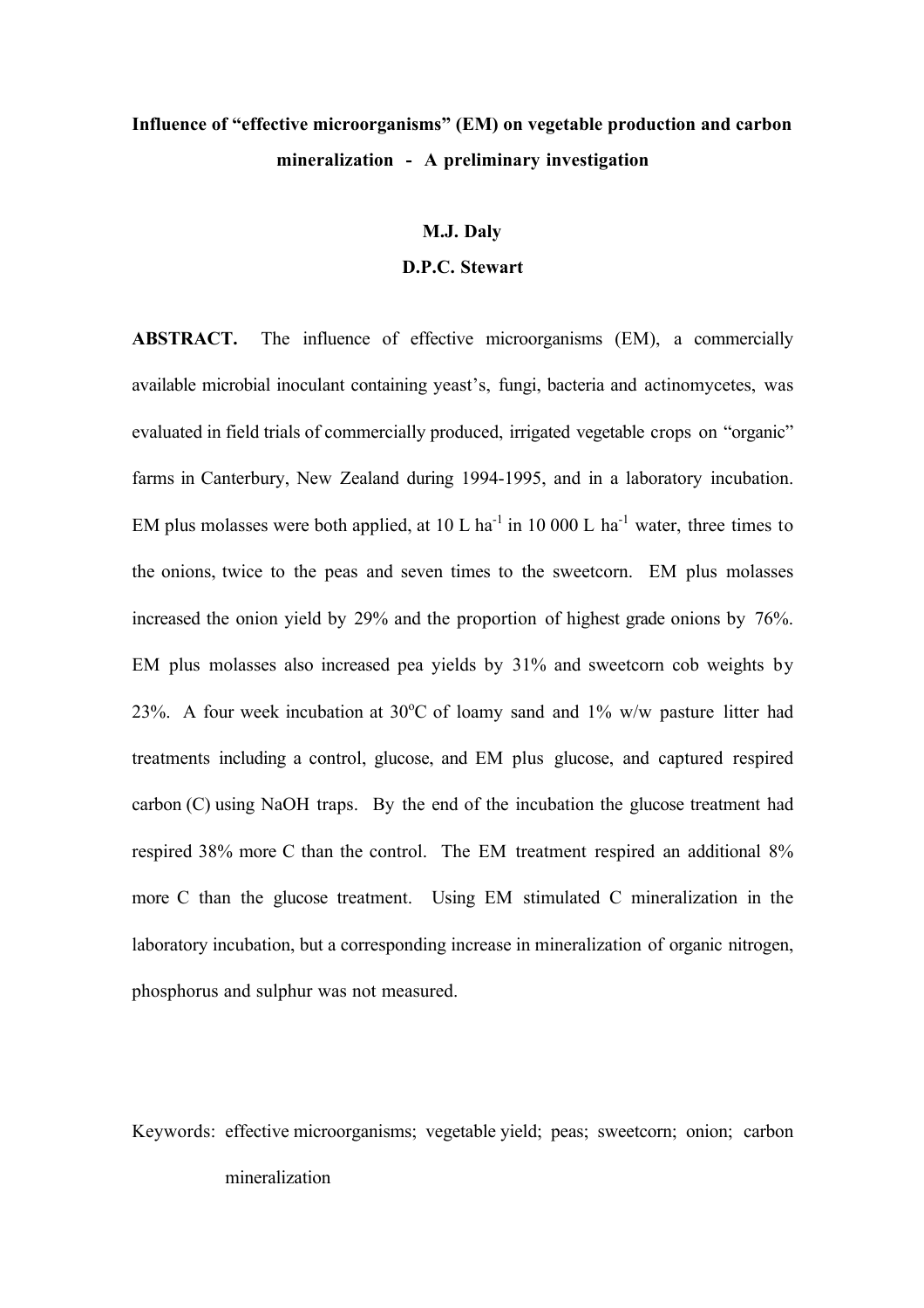# Influence of "effective microorganisms" (EM) on vegetable production and carbon mineralization - A preliminary investigation

**M.J. Daly**

**D.P.C. Stewart**

**ABSTRACT.** The influence of effective microorganisms (EM), a commercially available microbial inoculant containing yeast's, fungi, bacteria and actinomycetes, was evaluated in field trials of commercially produced, irrigated vegetable crops on "organic" farms in Canterbury, New Zealand during 1994-1995, and in a laboratory incubation. EM plus molasses were both applied, at 10 L $ha^{-1}$ in 10 000 L $ha^{-1}$ water, three times to the onions, twice to the peas and seven times to the sweetcorn. EM plus molasses increased the onion yield by 29% and the proportion of highest grade onions by 76%. EM plus molasses also increased pea yields by 31% and sweetcorn cob weights by 23%. A four week incubation at 30$^{o}$C of loamy sand and 1% w/w pasture litter had treatments including a control, glucose, and EM plus glucose, and captured respired carbon (C) using NaOH traps. By the end of the incubation the glucose treatment had respired 38% more C than the control. The EM treatment respired an additional 8% more C than the glucose treatment. Using EM stimulated C mineralization in the laboratory incubation, but a corresponding increase in mineralization of organic nitrogen, phosphorus and sulphur was not measured.

Keywords: effective microorganisms; vegetable yield; peas; sweetcorn; onion; carbon mineralization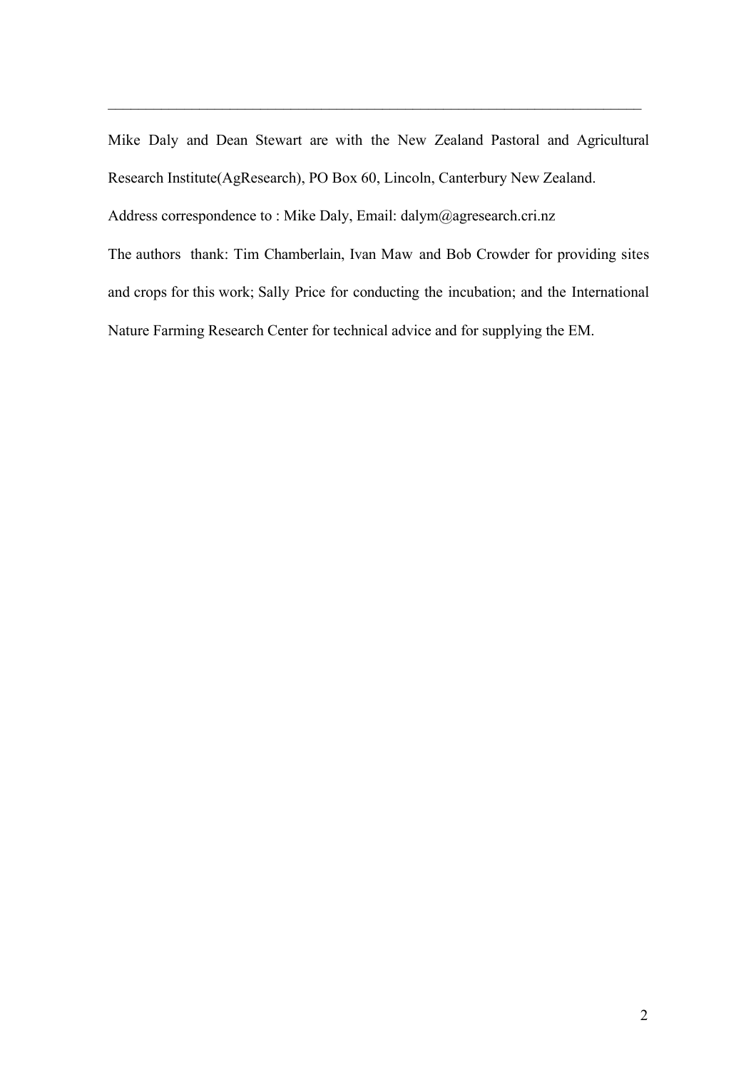Mike Daly and Dean Stewart are with the New Zealand Pastoral and Agricultural Research Institute(AgResearch), PO Box 60, Lincoln, Canterbury New Zealand.

Address correspondence to : Mike Daly, Email: dalym@agresearch.cri.nz

The authors thank: Tim Chamberlain, Ivan Maw and Bob Crowder for providing sites and crops for this work; Sally Price for conducting the incubation; and the International Nature Farming Research Center for technical advice and for supplying the EM.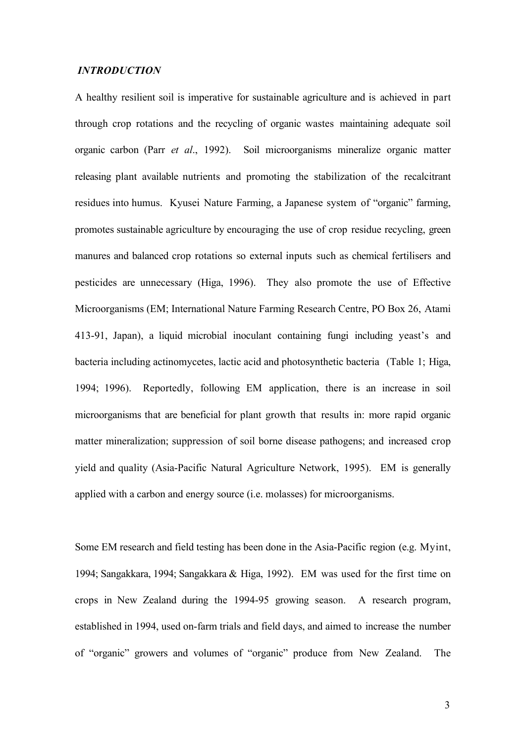## *INTRODUCTION*

A healthy resilient soil is imperative for sustainable agriculture and is achieved in part through crop rotations and the recycling of organic wastes maintaining adequate soil organic carbon (Parr *et al*., 1992). Soil microorganisms mineralize organic matter releasing plant available nutrients and promoting the stabilization of the recalcitrant residues into humus. Kyusei Nature Farming, a Japanese system of "organic" farming, promotes sustainable agriculture by encouraging the use of crop residue recycling, green manures and balanced crop rotations so external inputs such as chemical fertilisers and pesticides are unnecessary (Higa, 1996). They also promote the use of Effective Microorganisms (EM; International Nature Farming Research Centre, PO Box 26, Atami 413-91, Japan), a liquid microbial inoculant containing fungi including yeast's and bacteria including actinomycetes, lactic acid and photosynthetic bacteria (Table 1; Higa, 1994; 1996). Reportedly, following EM application, there is an increase in soil microorganisms that are beneficial for plant growth that results in: more rapid organic matter mineralization; suppression of soil borne disease pathogens; and increased crop yield and quality (Asia-Pacific Natural Agriculture Network, 1995). EM is generally applied with a carbon and energy source (i.e. molasses) for microorganisms.

Some EM research and field testing has been done in the Asia-Pacific region (e.g. Myint, 1994; Sangakkara, 1994; Sangakkara & Higa, 1992). EM was used for the first time on crops in New Zealand during the 1994-95 growing season. A research program, established in 1994, used on-farm trials and field days, and aimed to increase the number of "organic" growers and volumes of "organic" produce from New Zealand. The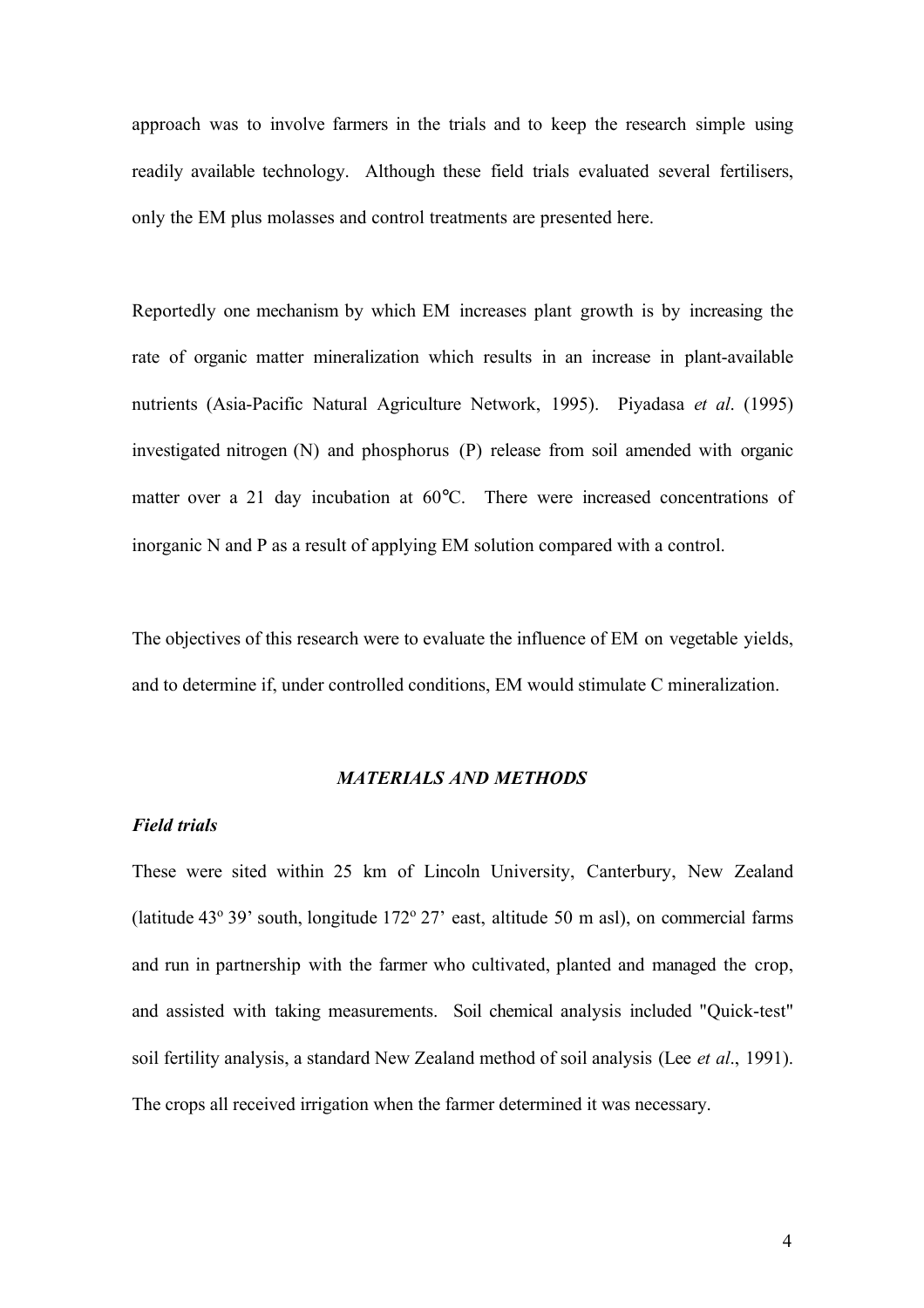approach was to involve farmers in the trials and to keep the research simple using readily available technology. Although these field trials evaluated several fertilisers, only the EM plus molasses and control treatments are presented here.

Reportedly one mechanism by which EM increases plant growth is by increasing the rate of organic matter mineralization which results in an increase in plant-available nutrients (Asia-Pacific Natural Agriculture Network, 1995). Piyadasa *et al*. (1995) investigated nitrogen (N) and phosphorus (P) release from soil amended with organic matter over a 21 day incubation at 60°C. There were increased concentrations of inorganic N and P as a result of applying EM solution compared with a control.

The objectives of this research were to evaluate the influence of EM on vegetable yields, and to determine if, under controlled conditions, EM would stimulate C mineralization.

## *MATERIALS AND METHODS*

### *Field trials*

These were sited within 25 km of Lincoln University, Canterbury, New Zealand (latitude 43° 39' south, longitude 172° 27' east, altitude 50 m asl), on commercial farms and run in partnership with the farmer who cultivated, planted and managed the crop, and assisted with taking measurements. Soil chemical analysis included "Quick-test" soil fertility analysis, a standard New Zealand method of soil analysis (Lee *et al*., 1991). The crops all received irrigation when the farmer determined it was necessary.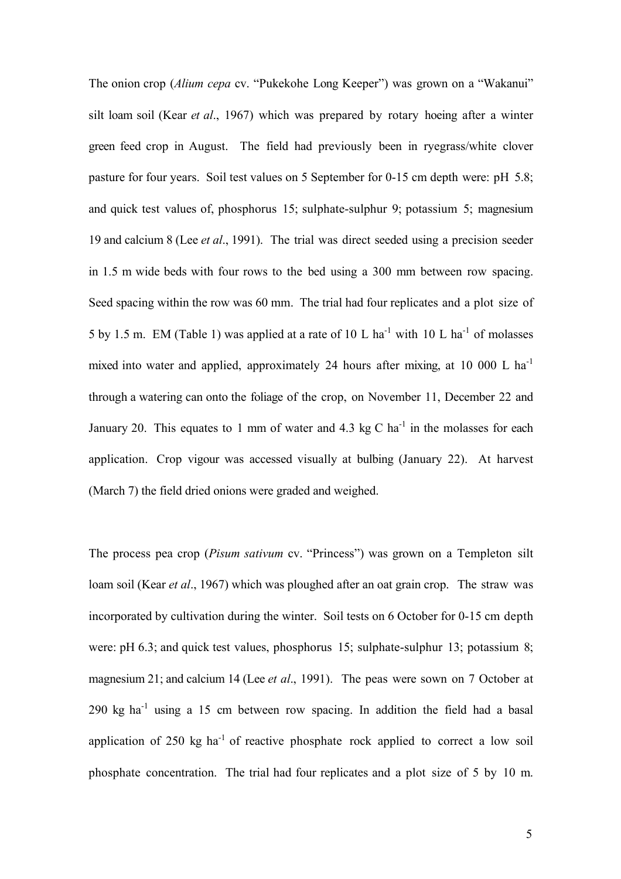The onion crop (*Alium cepa* cv. "Pukekohe Long Keeper") was grown on a "Wakanui" silt loam soil (Kear *et al*., 1967) which was prepared by rotary hoeing after a winter green feed crop in August. The field had previously been in ryegrass/white clover pasture for four years. Soil test values on 5 September for 0-15 cm depth were: pH 5.8; and quick test values of, phosphorus 15; sulphate-sulphur 9; potassium 5; magnesium 19 and calcium 8 (Lee *et al*., 1991). The trial was direct seeded using a precision seeder in 1.5 m wide beds with four rows to the bed using a 300 mm between row spacing. Seed spacing within the row was 60 mm. The trial had four replicates and a plot size of 5 by 1.5 m. EM (Table 1) was applied at a rate of 10 L ha$^{-1}$ with 10 L ha$^{-1}$ of molasses mixed into water and applied, approximately 24 hours after mixing, at 10 000 L ha$^{-1}$ through a watering can onto the foliage of the crop, on November 11, December 22 and January 20. This equates to 1 mm of water and 4.3 kg C ha$^{-1}$ in the molasses for each application. Crop vigour was accessed visually at bulbing (January 22). At harvest (March 7) the field dried onions were graded and weighed.

The process pea crop (*Pisum sativum* cv. "Princess") was grown on a Templeton silt loam soil (Kear *et al*., 1967) which was ploughed after an oat grain crop. The straw was incorporated by cultivation during the winter. Soil tests on 6 October for 0-15 cm depth were: pH 6.3; and quick test values, phosphorus 15; sulphate-sulphur 13; potassium 8; magnesium 21; and calcium 14 (Lee *et al*., 1991). The peas were sown on 7 October at 290 kg ha$^{-1}$ using a 15 cm between row spacing. In addition the field had a basal application of 250 kg ha$^{-1}$ of reactive phosphate rock applied to correct a low soil phosphate concentration. The trial had four replicates and a plot size of 5 by 10 m.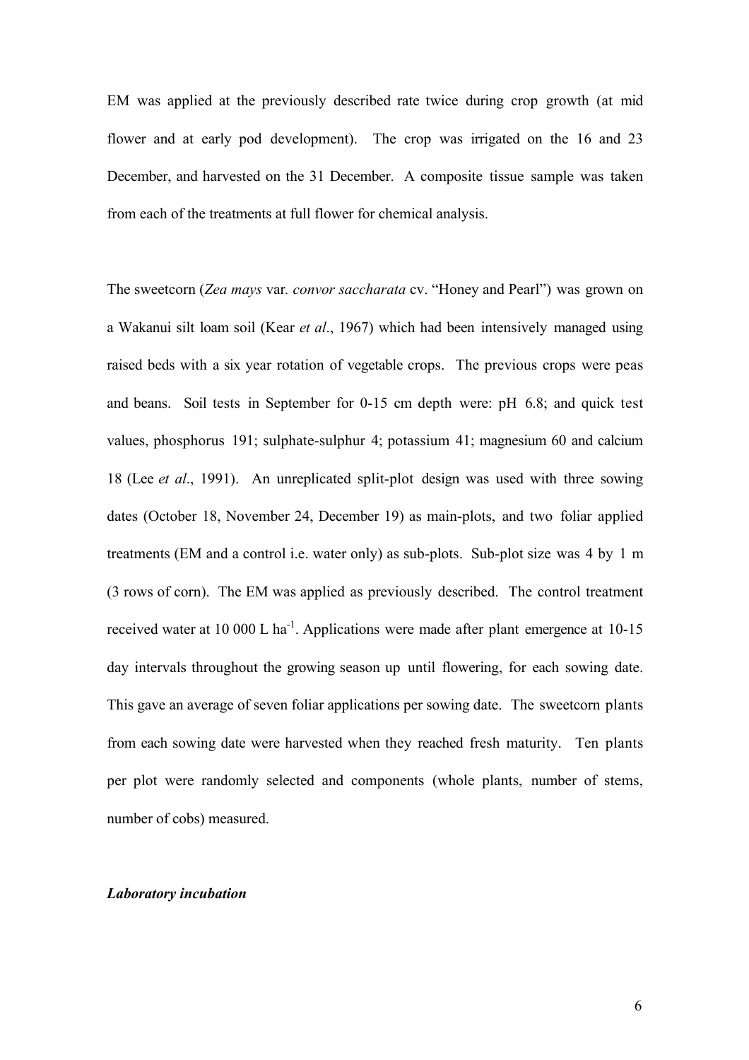EM was applied at the previously described rate twice during crop growth (at mid flower and at early pod development). The crop was irrigated on the 16 and 23 December, and harvested on the 31 December. A composite tissue sample was taken from each of the treatments at full flower for chemical analysis.

The sweetcorn (*Zea mays* var. *convor saccharata* cv. "Honey and Pearl") was grown on a Wakanui silt loam soil (Kear *et al*., 1967) which had been intensively managed using raised beds with a six year rotation of vegetable crops. The previous crops were peas and beans. Soil tests in September for 0-15 cm depth were: pH 6.8; and quick test values, phosphorus 191; sulphate-sulphur 4; potassium 41; magnesium 60 and calcium 18 (Lee *et al*., 1991). An unreplicated split-plot design was used with three sowing dates (October 18, November 24, December 19) as main-plots, and two foliar applied treatments (EM and a control i.e. water only) as sub-plots. Sub-plot size was 4 by 1 m (3 rows of corn). The EM was applied as previously described. The control treatment received water at 10 000 L $ha^{-1}$. Applications were made after plant emergence at 10-15 day intervals throughout the growing season up until flowering, for each sowing date. This gave an average of seven foliar applications per sowing date. The sweetcorn plants from each sowing date were harvested when they reached fresh maturity. Ten plants per plot were randomly selected and components (whole plants, number of stems, number of cobs) measured.

***Laboratory incubation***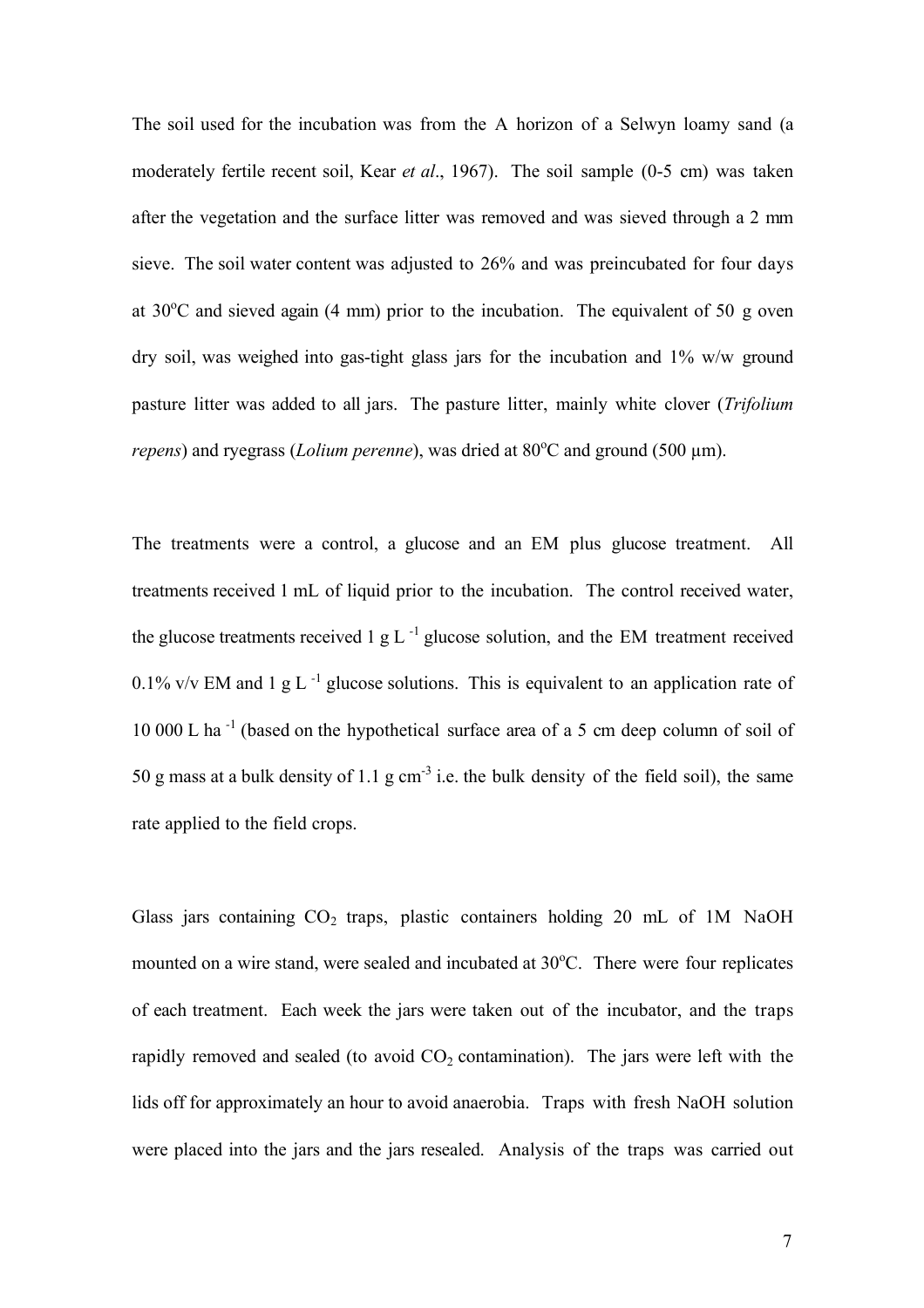The soil used for the incubation was from the A horizon of a Selwyn loamy sand (a moderately fertile recent soil, Kear *et al*., 1967). The soil sample (0-5 cm) was taken after the vegetation and the surface litter was removed and was sieved through a 2 mm sieve. The soil water content was adjusted to 26% and was preincubated for four days at 30°C and sieved again (4 mm) prior to the incubation. The equivalent of 50 g oven dry soil, was weighed into gas-tight glass jars for the incubation and 1% w/w ground pasture litter was added to all jars. The pasture litter, mainly white clover (*Trifolium repens*) and ryegrass (*Lolium perenne*), was dried at 80°C and ground (500 µm).

The treatments were a control, a glucose and an EM plus glucose treatment. All treatments received 1 mL of liquid prior to the incubation. The control received water, the glucose treatments received 1 g $L^{-1}$ glucose solution, and the EM treatment received 0.1% v/v EM and 1 g $L^{-1}$ glucose solutions. This is equivalent to an application rate of 10 000 L $ha^{-1}$ (based on the hypothetical surface area of a 5 cm deep column of soil of 50 g mass at a bulk density of 1.1 g $cm^{-3}$ i.e. the bulk density of the field soil), the same rate applied to the field crops.

Glass jars containing $CO_2$ traps, plastic containers holding 20 mL of 1M NaOH mounted on a wire stand, were sealed and incubated at 30°C. There were four replicates of each treatment. Each week the jars were taken out of the incubator, and the traps rapidly removed and sealed (to avoid $CO_2$ contamination). The jars were left with the lids off for approximately an hour to avoid anaerobia. Traps with fresh NaOH solution were placed into the jars and the jars resealed. Analysis of the traps was carried out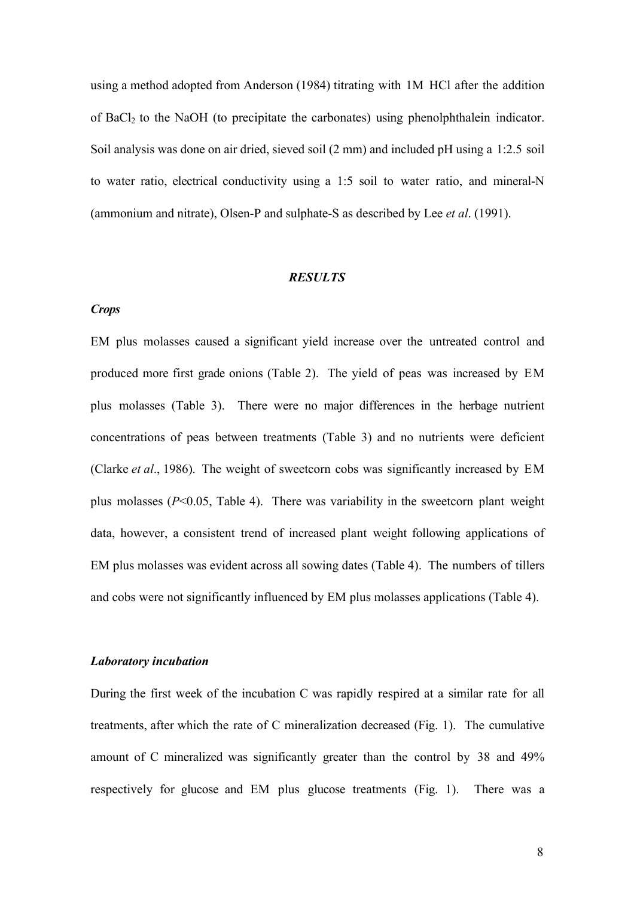using a method adopted from Anderson (1984) titrating with 1M HCl after the addition of $BaCl_2$ to the NaOH (to precipitate the carbonates) using phenolphthalein indicator. Soil analysis was done on air dried, sieved soil (2 mm) and included pH using a 1:2.5 soil to water ratio, electrical conductivity using a 1:5 soil to water ratio, and mineral-N (ammonium and nitrate), Olsen-P and sulphate-S as described by Lee *et al*. (1991).

## *RESULTS*

### *Crops*

EM plus molasses caused a significant yield increase over the untreated control and produced more first grade onions (Table 2). The yield of peas was increased by EM plus molasses (Table 3). There were no major differences in the herbage nutrient concentrations of peas between treatments (Table 3) and no nutrients were deficient (Clarke *et al*., 1986). The weight of sweetcorn cobs was significantly increased by EM plus molasses ($P<0.05$, Table 4). There was variability in the sweetcorn plant weight data, however, a consistent trend of increased plant weight following applications of EM plus molasses was evident across all sowing dates (Table 4). The numbers of tillers and cobs were not significantly influenced by EM plus molasses applications (Table 4).

### *Laboratory incubation*

During the first week of the incubation C was rapidly respired at a similar rate for all treatments, after which the rate of C mineralization decreased (Fig. 1). The cumulative amount of C mineralized was significantly greater than the control by 38 and 49% respectively for glucose and EM plus glucose treatments (Fig. 1). There was a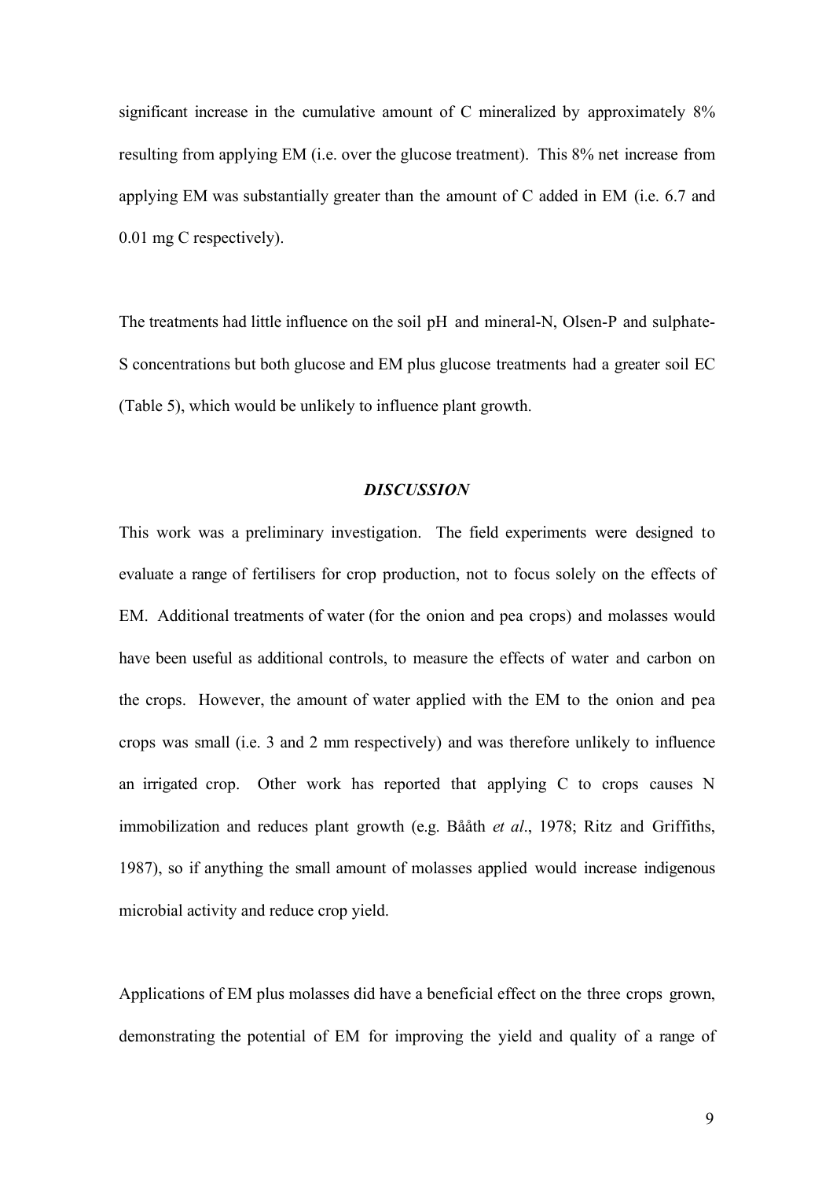significant increase in the cumulative amount of C mineralized by approximately 8% resulting from applying EM (i.e. over the glucose treatment). This 8% net increase from applying EM was substantially greater than the amount of C added in EM (i.e. 6.7 and 0.01 mg C respectively).

The treatments had little influence on the soil pH and mineral-N, Olsen-P and sulphate-S concentrations but both glucose and EM plus glucose treatments had a greater soil EC (Table 5), which would be unlikely to influence plant growth.

## *DISCUSSION*

This work was a preliminary investigation. The field experiments were designed to evaluate a range of fertilisers for crop production, not to focus solely on the effects of EM. Additional treatments of water (for the onion and pea crops) and molasses would have been useful as additional controls, to measure the effects of water and carbon on the crops. However, the amount of water applied with the EM to the onion and pea crops was small (i.e. 3 and 2 mm respectively) and was therefore unlikely to influence an irrigated crop. Other work has reported that applying C to crops causes N immobilization and reduces plant growth (e.g. Bååth *et al*., 1978; Ritz and Griffiths, 1987), so if anything the small amount of molasses applied would increase indigenous microbial activity and reduce crop yield.

Applications of EM plus molasses did have a beneficial effect on the three crops grown, demonstrating the potential of EM for improving the yield and quality of a range of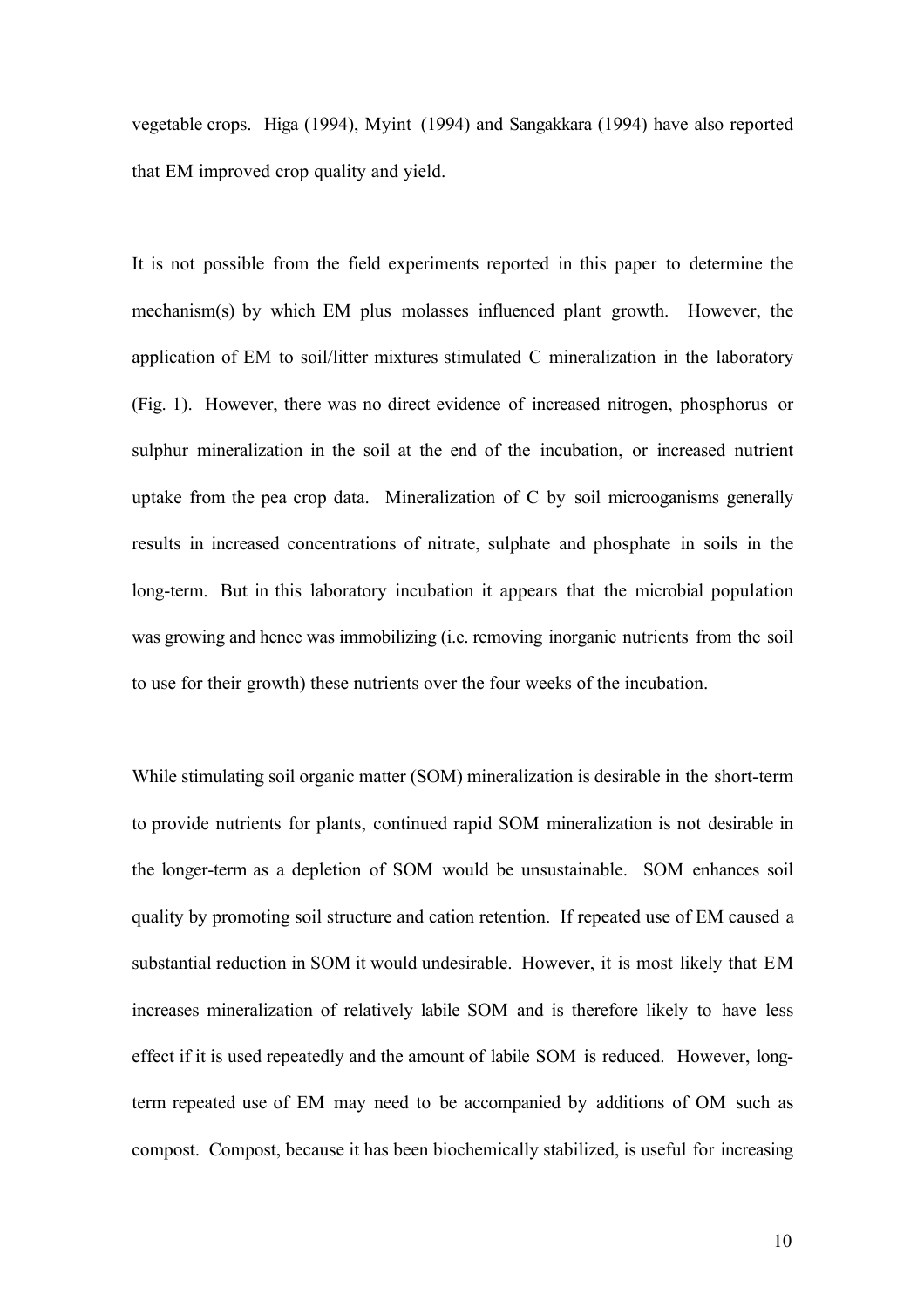vegetable crops. Higa (1994), Myint (1994) and Sangakkara (1994) have also reported that EM improved crop quality and yield.

It is not possible from the field experiments reported in this paper to determine the mechanism(s) by which EM plus molasses influenced plant growth. However, the application of EM to soil/litter mixtures stimulated C mineralization in the laboratory (Fig. 1). However, there was no direct evidence of increased nitrogen, phosphorus or sulphur mineralization in the soil at the end of the incubation, or increased nutrient uptake from the pea crop data. Mineralization of C by soil microoganisms generally results in increased concentrations of nitrate, sulphate and phosphate in soils in the long-term. But in this laboratory incubation it appears that the microbial population was growing and hence was immobilizing (i.e. removing inorganic nutrients from the soil to use for their growth) these nutrients over the four weeks of the incubation.

While stimulating soil organic matter (SOM) mineralization is desirable in the short-term to provide nutrients for plants, continued rapid SOM mineralization is not desirable in the longer-term as a depletion of SOM would be unsustainable. SOM enhances soil quality by promoting soil structure and cation retention. If repeated use of EM caused a substantial reduction in SOM it would undesirable. However, it is most likely that EM increases mineralization of relatively labile SOM and is therefore likely to have less effect if it is used repeatedly and the amount of labile SOM is reduced. However, long-term repeated use of EM may need to be accompanied by additions of OM such as compost. Compost, because it has been biochemically stabilized, is useful for increasing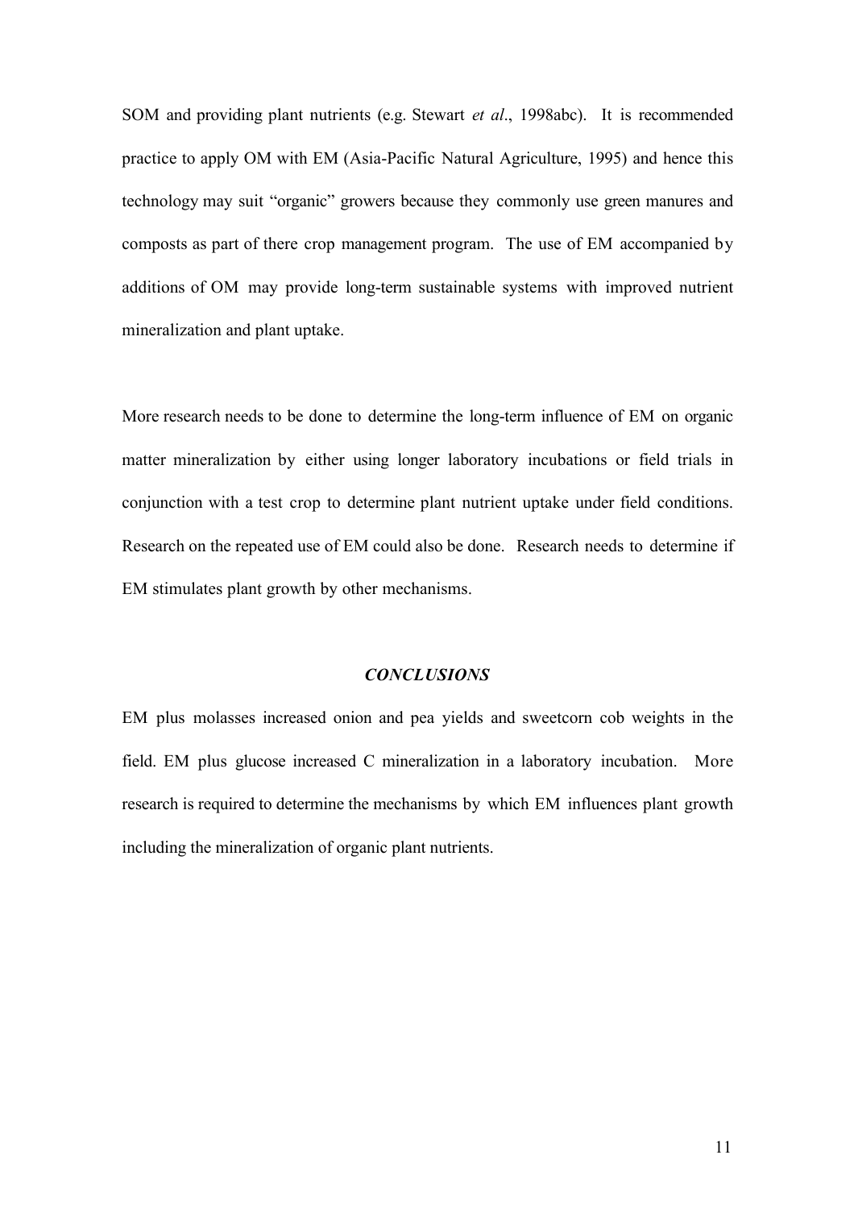SOM and providing plant nutrients (e.g. Stewart *et al*., 1998abc). It is recommended practice to apply OM with EM (Asia-Pacific Natural Agriculture, 1995) and hence this technology may suit "organic" growers because they commonly use green manures and composts as part of there crop management program. The use of EM accompanied by additions of OM may provide long-term sustainable systems with improved nutrient mineralization and plant uptake.

More research needs to be done to determine the long-term influence of EM on organic matter mineralization by either using longer laboratory incubations or field trials in conjunction with a test crop to determine plant nutrient uptake under field conditions. Research on the repeated use of EM could also be done. Research needs to determine if EM stimulates plant growth by other mechanisms.

## *CONCLUSIONS*

EM plus molasses increased onion and pea yields and sweetcorn cob weights in the field. EM plus glucose increased C mineralization in a laboratory incubation. More research is required to determine the mechanisms by which EM influences plant growth including the mineralization of organic plant nutrients.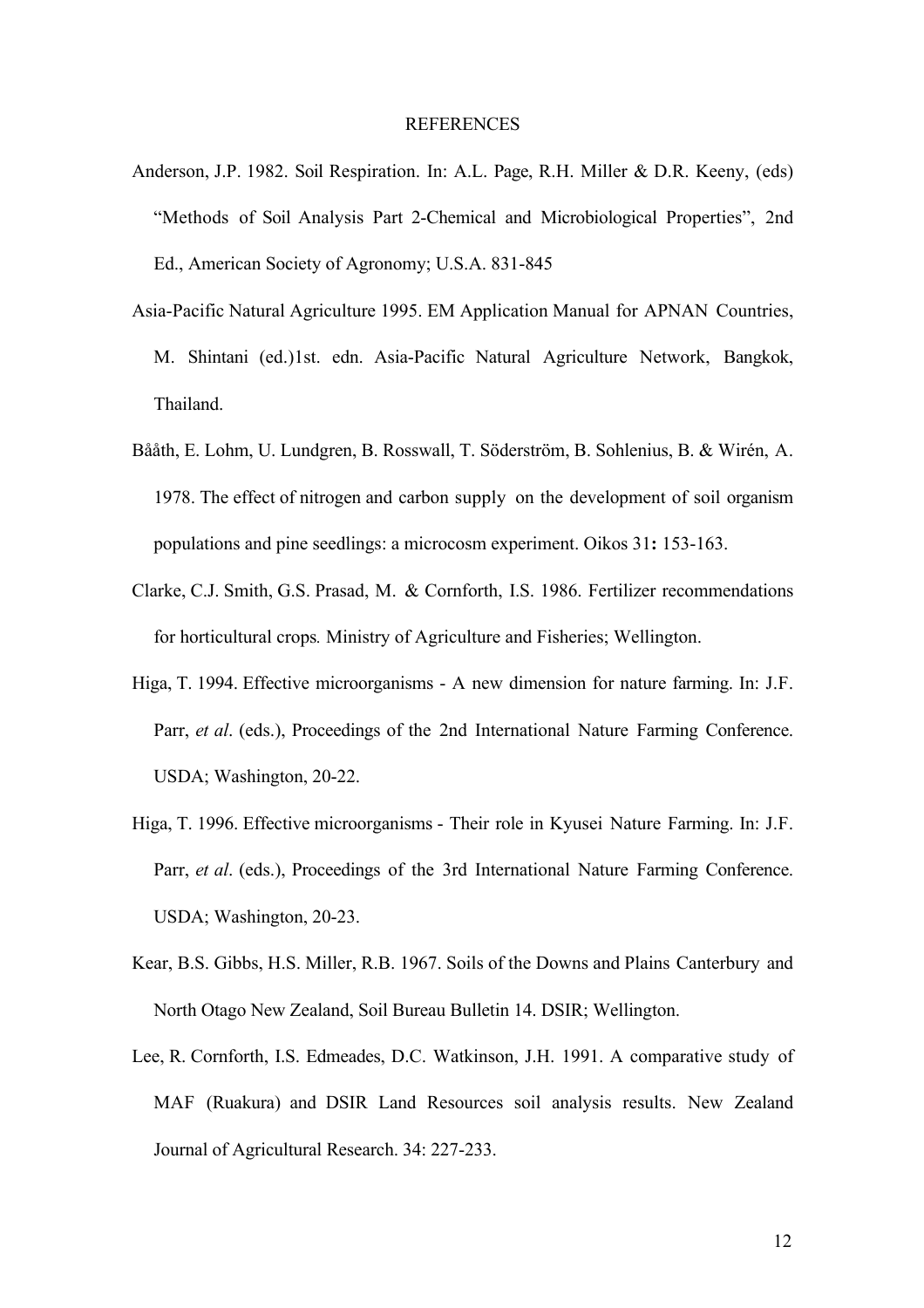# REFERENCES

Anderson, J.P. 1982. Soil Respiration. In: A.L. Page, R.H. Miller & D.R. Keeny, (eds) "Methods of Soil Analysis Part 2-Chemical and Microbiological Properties", 2nd Ed., American Society of Agronomy; U.S.A. 831-845

Asia-Pacific Natural Agriculture 1995. EM Application Manual for APNAN Countries, M. Shintani (ed.)1st. edn. Asia-Pacific Natural Agriculture Network, Bangkok, Thailand.

Bååth, E. Lohm, U. Lundgren, B. Rosswall, T. Söderström, B. Sohlenius, B. & Wirén, A. 1978. The effect of nitrogen and carbon supply on the development of soil organism populations and pine seedlings: a microcosm experiment. Oikos 31**:** 153-163.

Clarke, C.J. Smith, G.S. Prasad, M. & Cornforth, I.S. 1986. Fertilizer recommendations for horticultural crops*.* Ministry of Agriculture and Fisheries; Wellington.

Higa, T. 1994. Effective microorganisms - A new dimension for nature farming. In: J.F. Parr, *et al*. (eds.), Proceedings of the 2nd International Nature Farming Conference. USDA; Washington, 20-22.

Higa, T. 1996. Effective microorganisms - Their role in Kyusei Nature Farming. In: J.F. Parr, *et al*. (eds.), Proceedings of the 3rd International Nature Farming Conference. USDA; Washington, 20-23.

Kear, B.S. Gibbs, H.S. Miller, R.B. 1967. Soils of the Downs and Plains Canterbury and North Otago New Zealand, Soil Bureau Bulletin 14. DSIR; Wellington.

Lee, R. Cornforth, I.S. Edmeades, D.C. Watkinson, J.H. 1991. A comparative study of MAF (Ruakura) and DSIR Land Resources soil analysis results. New Zealand Journal of Agricultural Research. 34: 227-233.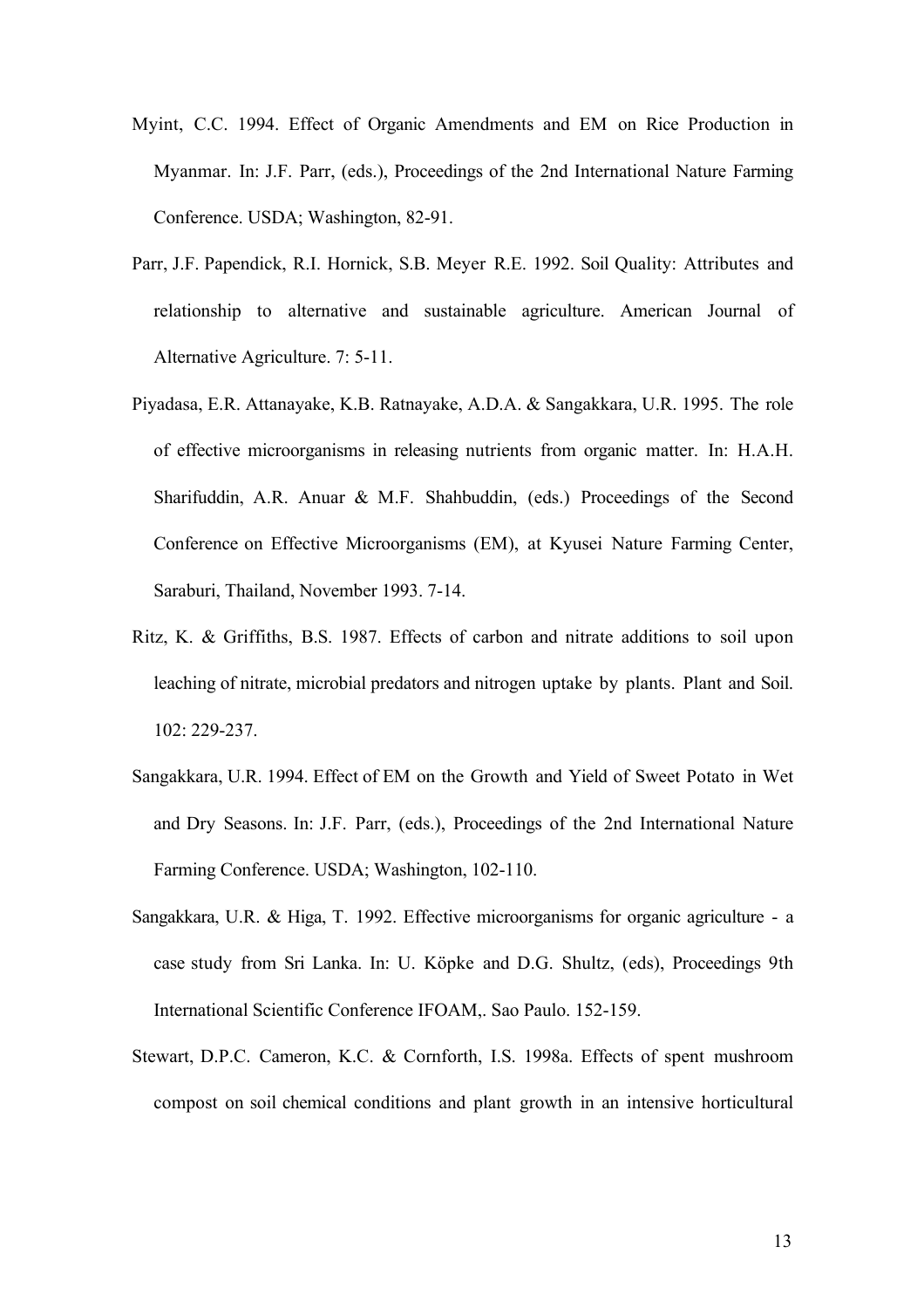Myint, C.C. 1994. Effect of Organic Amendments and EM on Rice Production in Myanmar. In: J.F. Parr, (eds.), Proceedings of the 2nd International Nature Farming Conference. USDA; Washington, 82-91.

Parr, J.F. Papendick, R.I. Hornick, S.B. Meyer R.E. 1992. Soil Quality: Attributes and relationship to alternative and sustainable agriculture. American Journal of Alternative Agriculture. 7: 5-11.

Piyadasa, E.R. Attanayake, K.B. Ratnayake, A.D.A. & Sangakkara, U.R. 1995. The role of effective microorganisms in releasing nutrients from organic matter. In: H.A.H. Sharifuddin, A.R. Anuar & M.F. Shahbuddin, (eds.) Proceedings of the Second Conference on Effective Microorganisms (EM), at Kyusei Nature Farming Center, Saraburi, Thailand, November 1993. 7-14.

Ritz, K. & Griffiths, B.S. 1987. Effects of carbon and nitrate additions to soil upon leaching of nitrate, microbial predators and nitrogen uptake by plants. Plant and Soil. 102: 229-237.

Sangakkara, U.R. 1994. Effect of EM on the Growth and Yield of Sweet Potato in Wet and Dry Seasons. In: J.F. Parr, (eds.), Proceedings of the 2nd International Nature Farming Conference. USDA; Washington, 102-110.

Sangakkara, U.R. & Higa, T. 1992. Effective microorganisms for organic agriculture - a case study from Sri Lanka. In: U. Köpke and D.G. Shultz, (eds), Proceedings 9th International Scientific Conference IFOAM,. Sao Paulo. 152-159.

Stewart, D.P.C. Cameron, K.C. & Cornforth, I.S. 1998a. Effects of spent mushroom compost on soil chemical conditions and plant growth in an intensive horticultural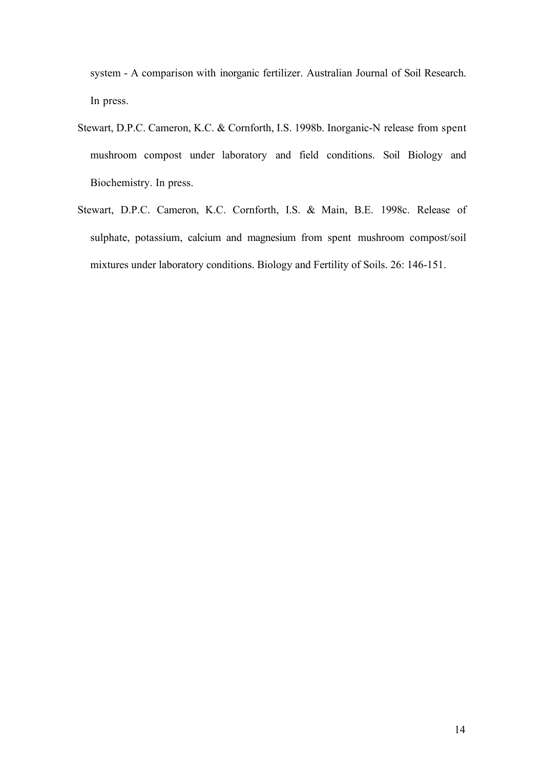system - A comparison with inorganic fertilizer. Australian Journal of Soil Research. In press.

Stewart, D.P.C. Cameron, K.C. & Cornforth, I.S. 1998b. Inorganic-N release from spent mushroom compost under laboratory and field conditions. Soil Biology and Biochemistry. In press.

Stewart, D.P.C. Cameron, K.C. Cornforth, I.S. & Main, B.E. 1998c. Release of sulphate, potassium, calcium and magnesium from spent mushroom compost/soil mixtures under laboratory conditions. Biology and Fertility of Soils. 26: 146-151.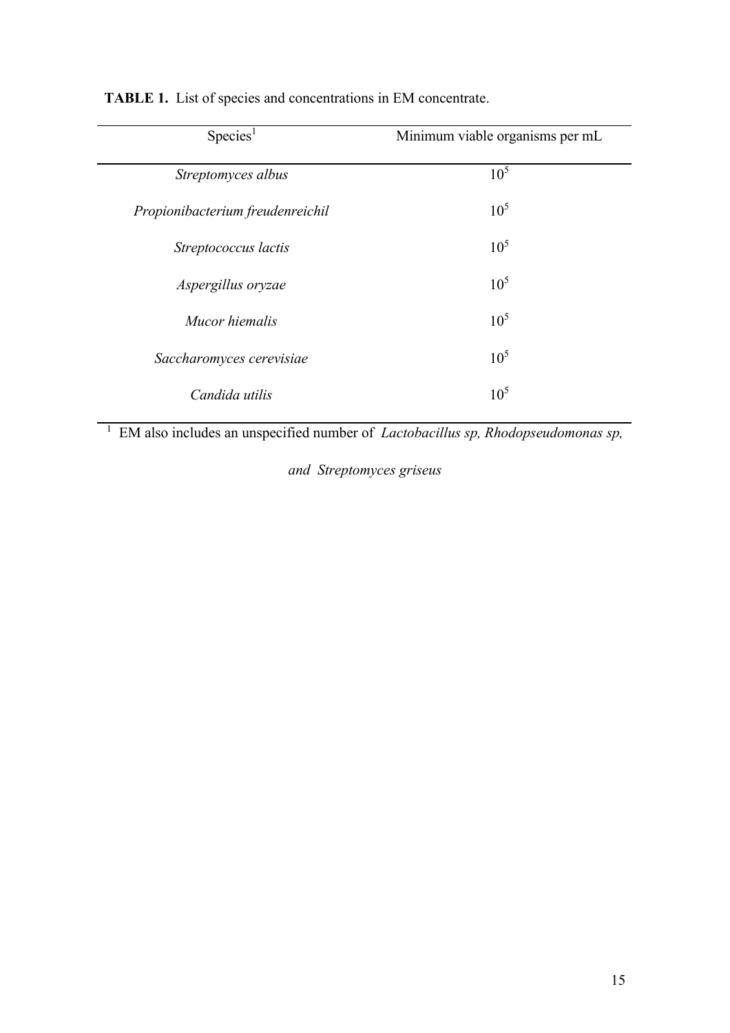**TABLE 1.** List of species and concentrations in EM concentrate.

| Species[1] | Minimum viable organisms per mL |
|---|---|
| *Streptomyces albus* | $10^5$ |
| *Propionibacterium freudenreichil* | $10^5$ |
| *Streptococcus lactis* | $10^5$ |
| *Aspergillus oryzae* | $10^5$ |
| *Mucor hiemalis* | $10^5$ |
| *Saccharomyces cerevisiae* | $10^5$ |
| *Candida utilis* | $10^5$ |

[1] EM also includes an unspecified number of *Lactobacillus sp, Rhodopseudomonas sp, and Streptomyces griseus*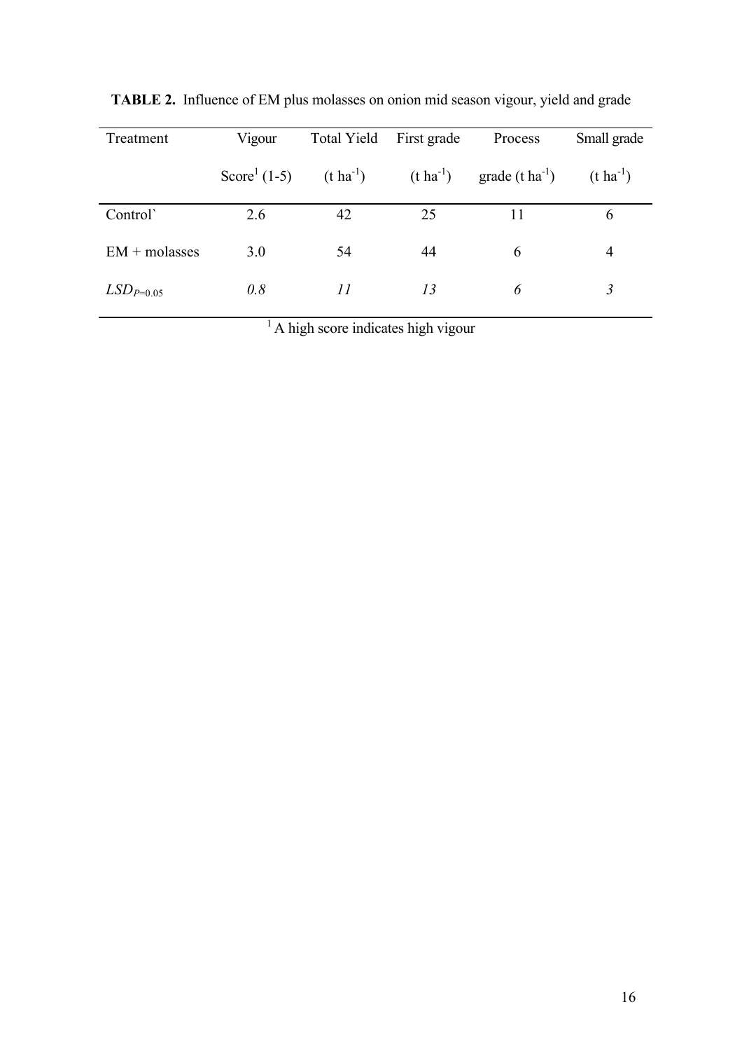**TABLE 2.** Influence of EM plus molasses on onion mid season vigour, yield and grade

| Treatment | Vigour Score[1] (1-5) | Total Yield ($t\ ha^{-1}$) | First grade ($t\ ha^{-1}$) | Process grade ($t\ ha^{-1}$) | Small grade ($t\ ha^{-1}$) |
|---|---|---|---|---|---|
| Control` | 2.6 | 42 | 25 | 11 | 6 |
| EM + molasses | 3.0 | 54 | 44 | 6 | 4 |
| $LSD_{P=0.05}$ | *0.8* | *11* | *13* | *6* | *3* |

[1] A high score indicates high vigour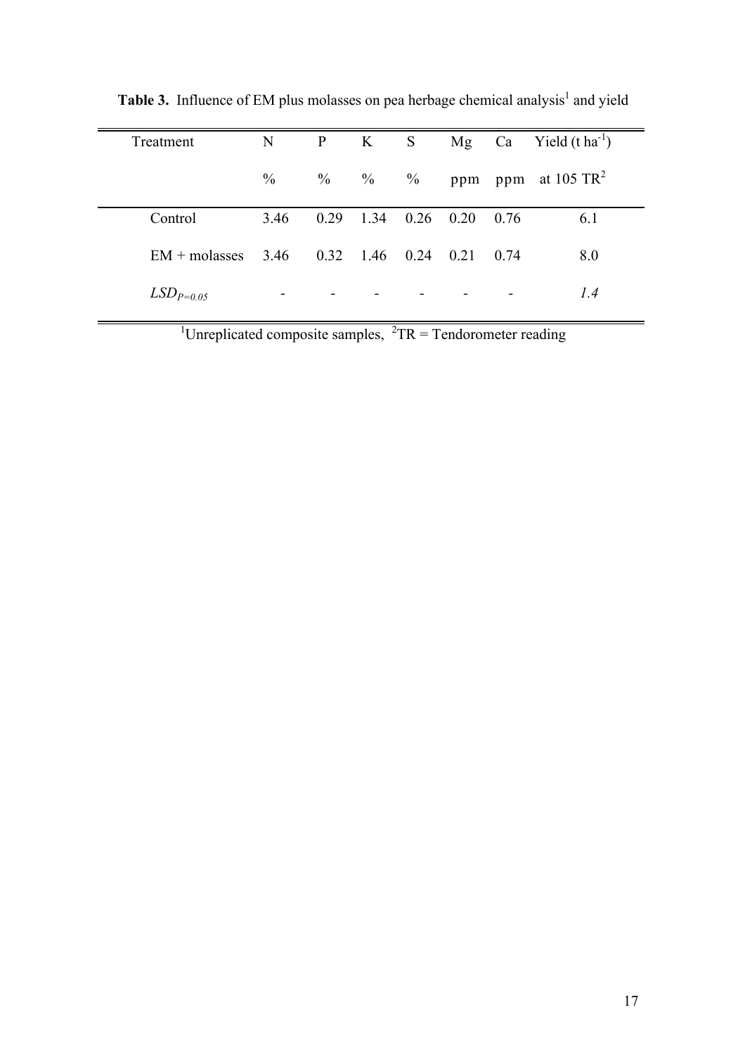**Table 3.** Influence of EM plus molasses on pea herbage chemical analysis[1] and yield

| Treatment | N | P | K | S | Mg | Ca | Yield ($t\ ha^{-1}$) |
|---|---|---|---|---|---|---|---|
| | % | % | % | % | ppm | ppm | at 105 TR[2] |
| Control | 3.46 | 0.29 | 1.34 | 0.26 | 0.20 | 0.76 | 6.1 |
| EM + molasses | 3.46 | 0.32 | 1.46 | 0.24 | 0.21 | 0.74 | 8.0 |
| $LSD_{P=0.05}$ | - | - | - | - | - | - | *1.4* |

[1]Unreplicated composite samples, [2]TR = Tendorometer reading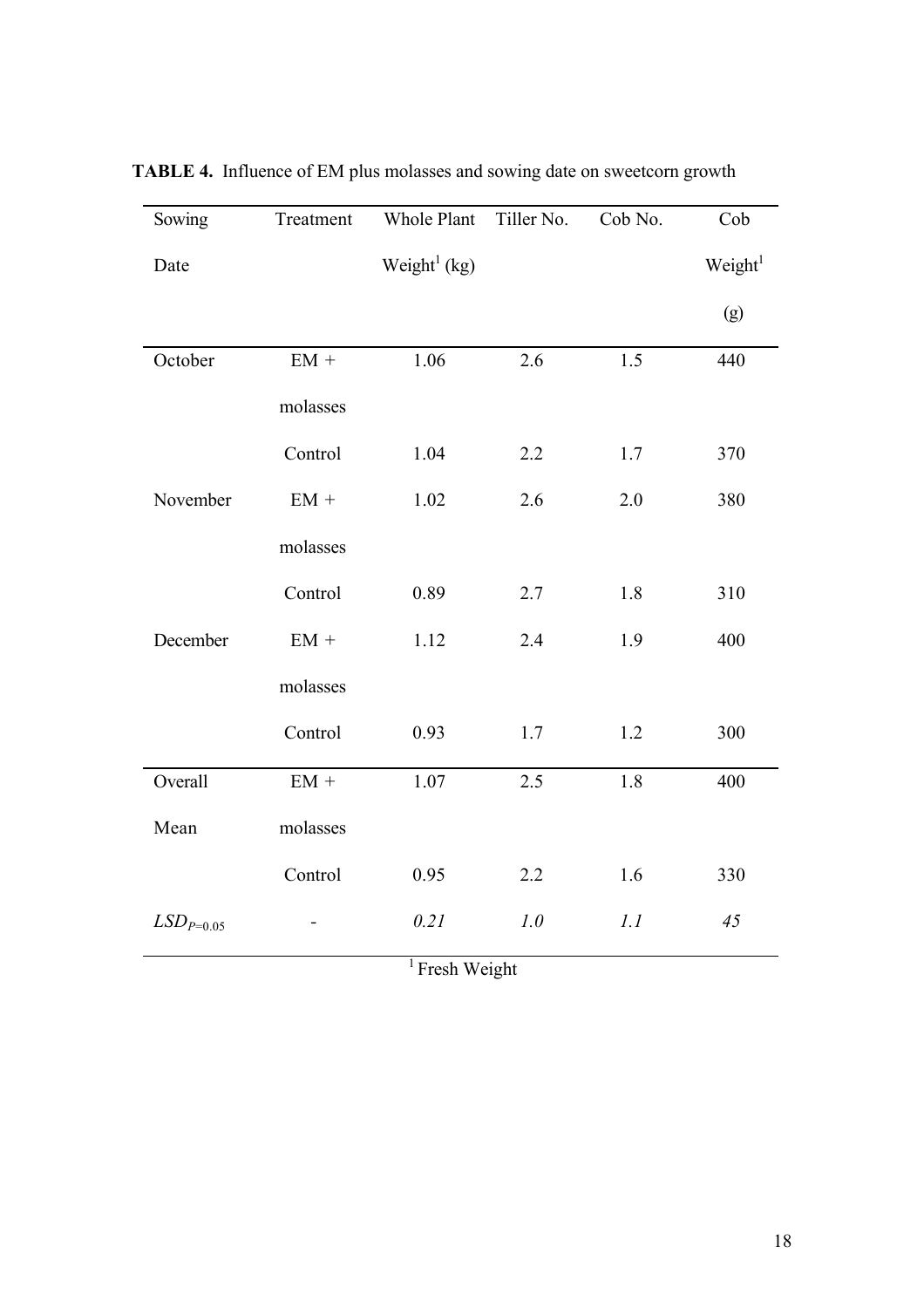**TABLE 4.** Influence of EM plus molasses and sowing date on sweetcorn growth

| Sowing Date | Treatment | Whole Plant Weight[1] (kg) | Tiller No. | Cob No. | Cob Weight[1] (g) |
|---|---|---|---|---|---|
| October | EM + molasses | 1.06 | 2.6 | 1.5 | 440 |
| | Control | 1.04 | 2.2 | 1.7 | 370 |
| November | EM + molasses | 1.02 | 2.6 | 2.0 | 380 |
| | Control | 0.89 | 2.7 | 1.8 | 310 |
| December | EM + molasses | 1.12 | 2.4 | 1.9 | 400 |
| | Control | 0.93 | 1.7 | 1.2 | 300 |
| Overall Mean | EM + molasses | 1.07 | 2.5 | 1.8 | 400 |
| | Control | 0.95 | 2.2 | 1.6 | 330 |
| $LSD_{P=0.05}$ | - | *0.21* | *1.0* | *1.1* | *45* |

[1] Fresh Weight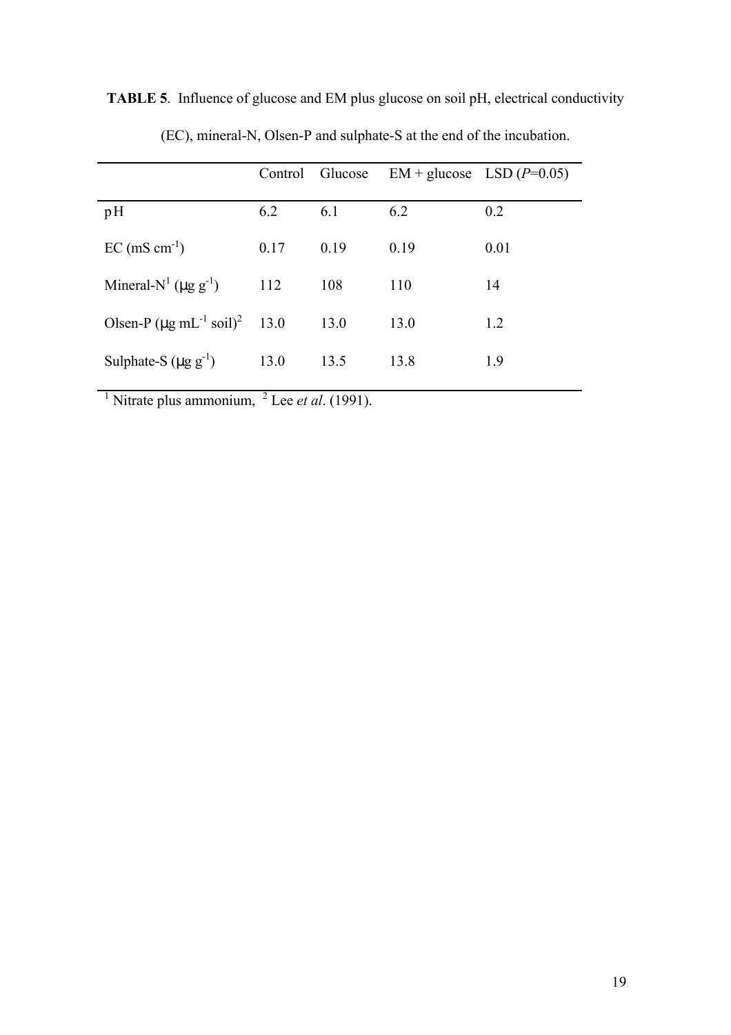**TABLE 5**. Influence of glucose and EM plus glucose on soil pH, electrical conductivity (EC), mineral-N, Olsen-P and sulphate-S at the end of the incubation.

| | Control | Glucose | EM + glucose | LSD ($P$=0.05) |
|---|---|---|---|---|
| pH | 6.2 | 6.1 | 6.2 | 0.2 |
| EC (mS $cm^{-1}$) | 0.17 | 0.19 | 0.19 | 0.01 |
| Mineral-N[1] (μg $g^{-1}$) | 112 | 108 | 110 | 14 |
| Olsen-P (μg $mL^{-1}$ soil)[2] | 13.0 | 13.0 | 13.0 | 1.2 |
| Sulphate-S (μg $g^{-1}$) | 13.0 | 13.5 | 13.8 | 1.9 |

[1] Nitrate plus ammonium, [2] Lee *et al*. (1991).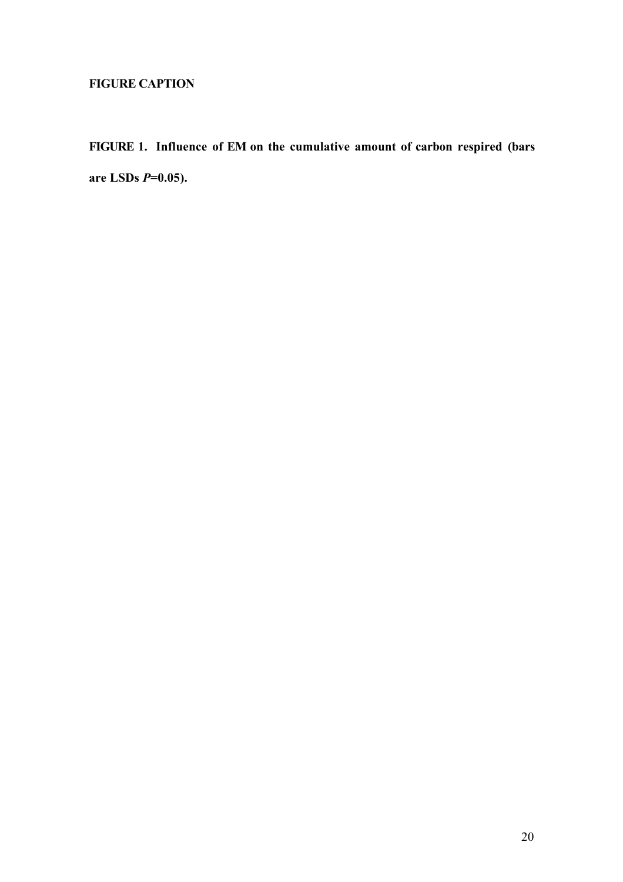**FIGURE CAPTION**

**FIGURE 1. Influence of EM on the cumulative amount of carbon respired (bars are LSDs *P*=0.05).**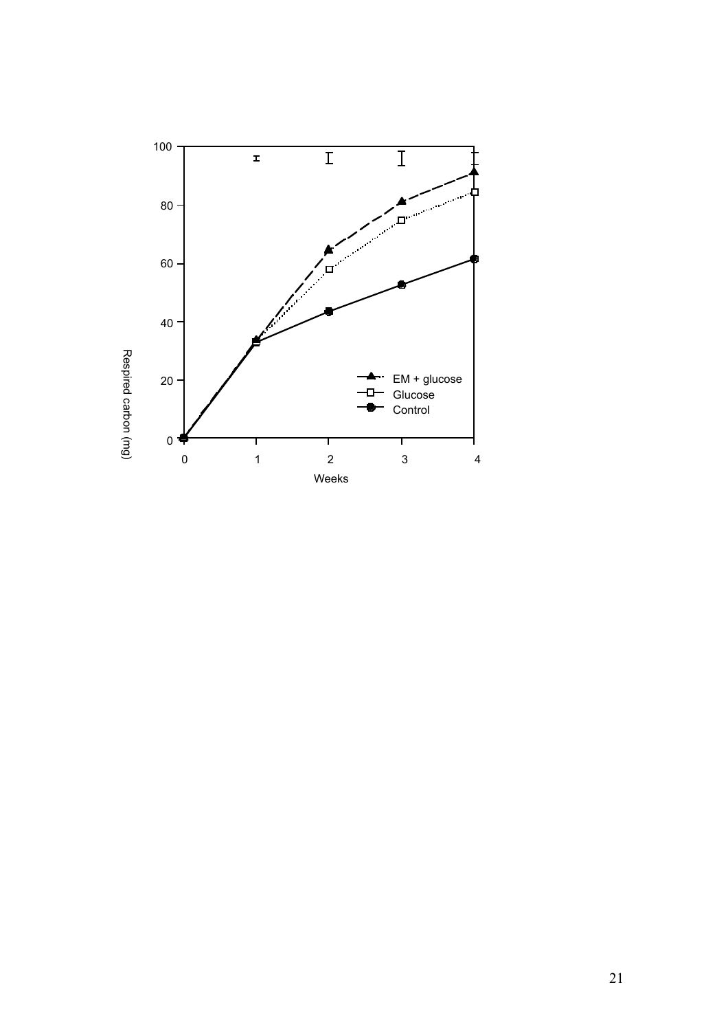Respired carbon (mg)

100

80

60

40

20

0

0

1

2

3

4

Weeks

EM + glucose

Glucose

Control